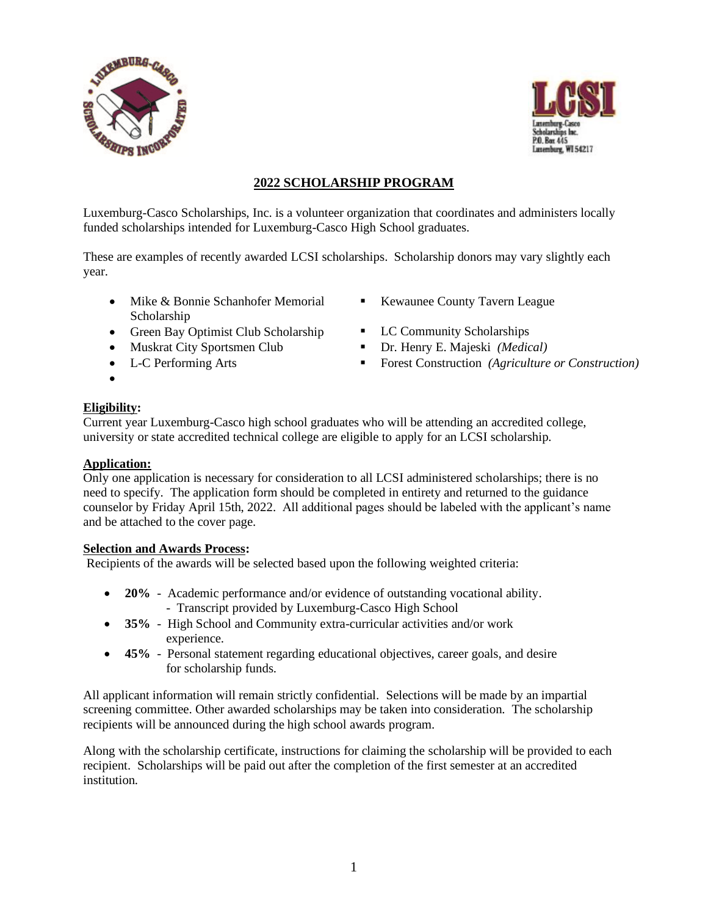Luxemburg-Casco Scholarships Inc.
P.O. Box 445
Luxemburg, WI 54217

## 2022 SCHOLARSHIP PROGRAM

Luxemburg-Casco Scholarships, Inc. is a volunteer organization that coordinates and administers locally funded scholarships intended for Luxemburg-Casco High School graduates.

These are examples of recently awarded LCSI scholarships. Scholarship donors may vary slightly each year.

- Mike & Bonnie Schanhofer Memorial Scholarship
- Green Bay Optimist Club Scholarship
- Muskrat City Sportsmen Club
- L-C Performing Arts
- Kewaunee County Tavern League
- LC Community Scholarships
- Dr. Henry E. Majeski *(Medical)*
- Forest Construction *(Agriculture or Construction)*

**Eligibility:**
Current year Luxemburg-Casco high school graduates who will be attending an accredited college, university or state accredited technical college are eligible to apply for an LCSI scholarship.

**Application:**
Only one application is necessary for consideration to all LCSI administered scholarships; there is no need to specify. The application form should be completed in entirety and returned to the guidance counselor by Friday April 15th, 2022. All additional pages should be labeled with the applicant's name and be attached to the cover page.

**Selection and Awards Process:**
Recipients of the awards will be selected based upon the following weighted criteria:

- **20%** - Academic performance and/or evidence of outstanding vocational ability.
  - Transcript provided by Luxemburg-Casco High School
- **35%** - High School and Community extra-curricular activities and/or work experience.
- **45%** - Personal statement regarding educational objectives, career goals, and desire for scholarship funds.

All applicant information will remain strictly confidential. Selections will be made by an impartial screening committee. Other awarded scholarships may be taken into consideration. The scholarship recipients will be announced during the high school awards program.

Along with the scholarship certificate, instructions for claiming the scholarship will be provided to each recipient. Scholarships will be paid out after the completion of the first semester at an accredited institution.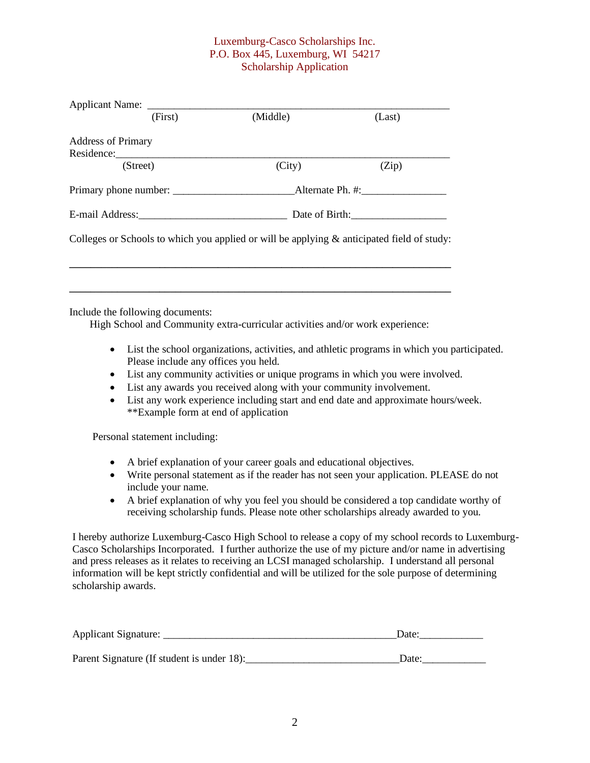Luxemburg-Casco Scholarships Inc.
P.O. Box 445, Luxemburg, WI  54217
Scholarship Application

Applicant Name: ________________________________________________________
(First) (Middle) (Last)

Address of Primary Residence:_____________________________________________________
(Street) (City) (Zip)

Primary phone number: ______________________Alternate Ph. #:________________

E-mail Address:___________________________ Date of Birth:_________________

Colleges or Schools to which you applied or will be applying & anticipated field of study:

______________________________________________________________________

______________________________________________________________________

Include the following documents:

High School and Community extra-curricular activities and/or work experience:

- List the school organizations, activities, and athletic programs in which you participated. Please include any offices you held.
- List any community activities or unique programs in which you were involved.
- List any awards you received along with your community involvement.
- List any work experience including start and end date and approximate hours/week. **Example form at end of application

Personal statement including:

- A brief explanation of your career goals and educational objectives.
- Write personal statement as if the reader has not seen your application. PLEASE do not include your name.
- A brief explanation of why you feel you should be considered a top candidate worthy of receiving scholarship funds. Please note other scholarships already awarded to you.

I hereby authorize Luxemburg-Casco High School to release a copy of my school records to Luxemburg-Casco Scholarships Incorporated. I further authorize the use of my picture and/or name in advertising and press releases as it relates to receiving an LCSI managed scholarship. I understand all personal information will be kept strictly confidential and will be utilized for the sole purpose of determining scholarship awards.

Applicant Signature: ____________________________________________Date:____________

Parent Signature (If student is under 18):_____________________________Date:____________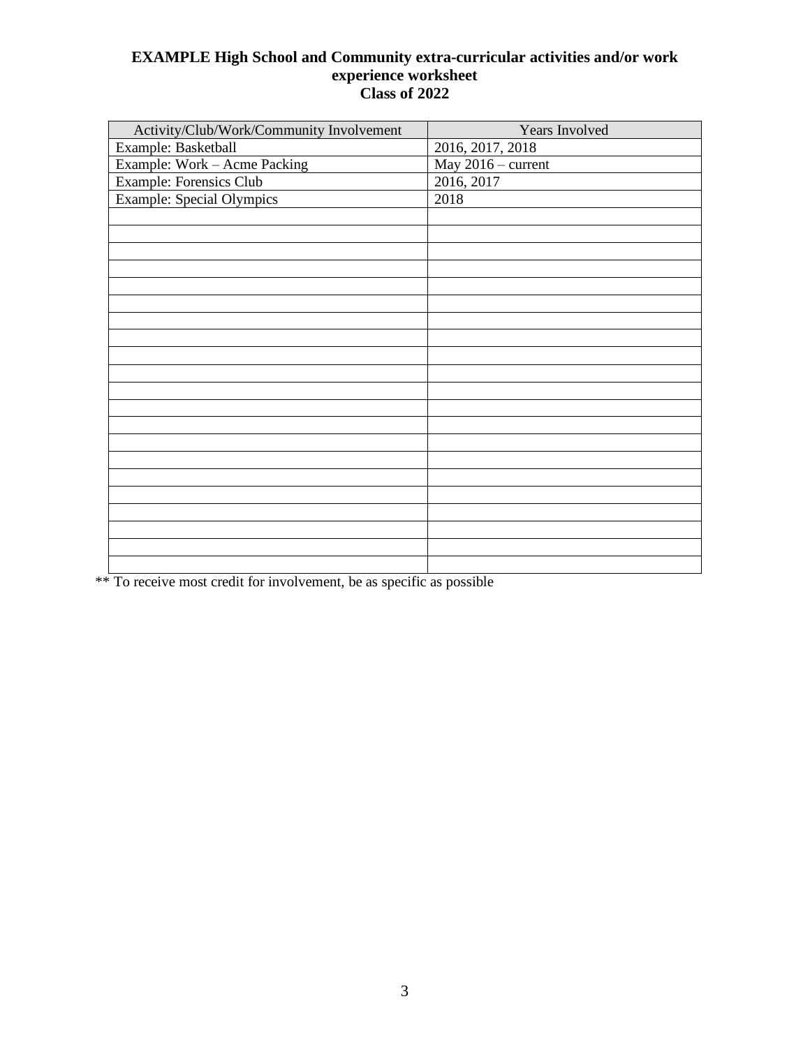**EXAMPLE High School and Community extra-curricular activities and/or work experience worksheet**
**Class of 2022**

| Activity/Club/Work/Community Involvement | Years Involved |
|---|---|
| Example: Basketball | 2016, 2017, 2018 |
| Example: Work – Acme Packing | May 2016 – current |
| Example: Forensics Club | 2016, 2017 |
| Example: Special Olympics | 2018 |
| | |
| | |
| | |
| | |
| | |
| | |
| | |
| | |
| | |
| | |
| | |
| | |
| | |
| | |
| | |
| | |
| | |
| | |
| | |
| | |
| | |

** To receive most credit for involvement, be as specific as possible